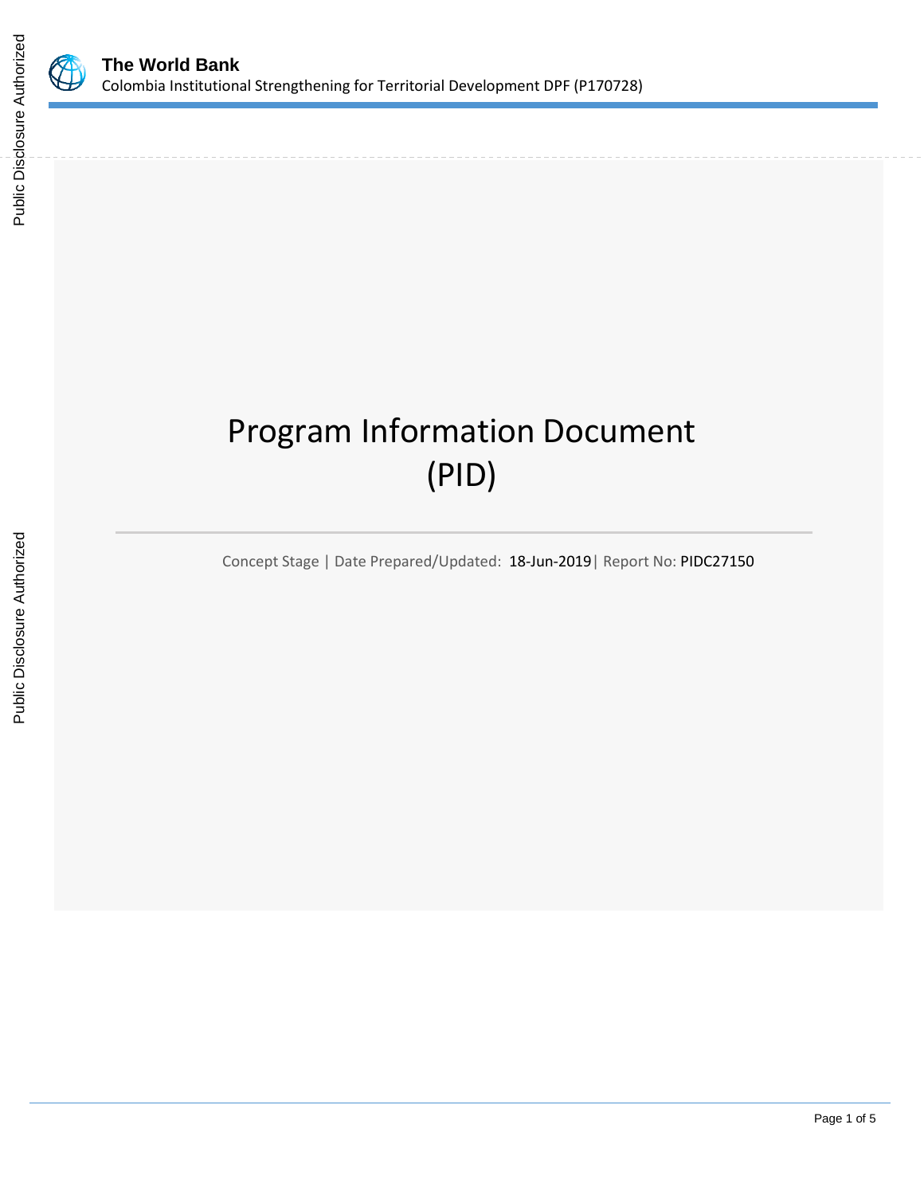# Program Information Document (PID)

Concept Stage | Date Prepared/Updated: 18-Jun-2019| Report No: PIDC27150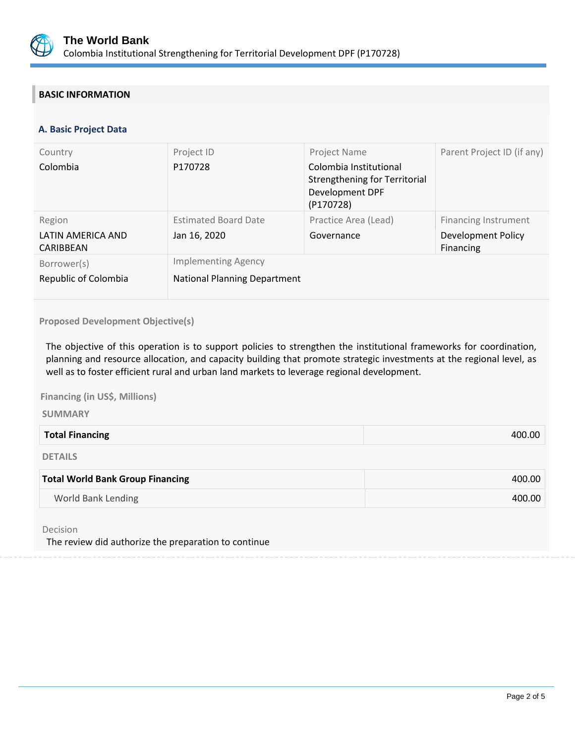## BASIC INFORMATION

### A. Basic Project Data

| Country | Project ID | Project Name | Parent Project ID (if any) |
|---|---|---|---|
| Colombia | P170728 | Colombia Institutional Strengthening for Territorial Development DPF (P170728) | |
| **Region** | **Estimated Board Date** | **Practice Area (Lead)** | **Financing Instrument** |
| LATIN AMERICA AND CARIBBEAN | Jan 16, 2020 | Governance | Development Policy Financing |
| **Borrower(s)** | **Implementing Agency** | | |
| Republic of Colombia | National Planning Department | | |

**Proposed Development Objective(s)**

The objective of this operation is to support policies to strengthen the institutional frameworks for coordination, planning and resource allocation, and capacity building that promote strategic investments at the regional level, as well as to foster efficient rural and urban land markets to leverage regional development.

**Financing (in US$, Millions)**

**SUMMARY**

| | |
|---|---|
| **Total Financing** | 400.00 |

**DETAILS**

| | |
|---|---|
| **Total World Bank Group Financing** | 400.00 |
| World Bank Lending | 400.00 |

Decision

The review did authorize the preparation to continue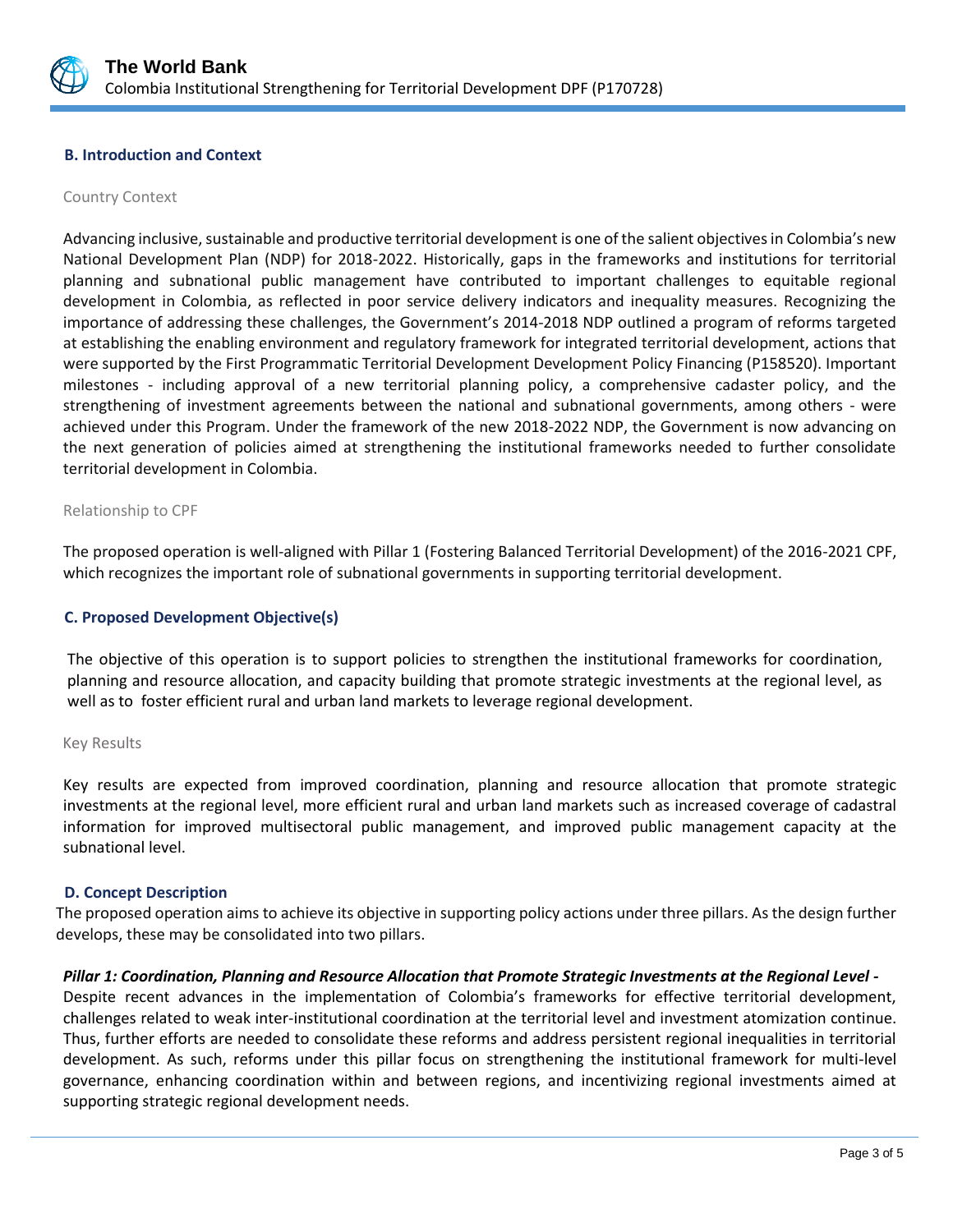## B. Introduction and Context

### Country Context

Advancing inclusive, sustainable and productive territorial development is one of the salient objectives in Colombia's new National Development Plan (NDP) for 2018-2022. Historically, gaps in the frameworks and institutions for territorial planning and subnational public management have contributed to important challenges to equitable regional development in Colombia, as reflected in poor service delivery indicators and inequality measures. Recognizing the importance of addressing these challenges, the Government's 2014-2018 NDP outlined a program of reforms targeted at establishing the enabling environment and regulatory framework for integrated territorial development, actions that were supported by the First Programmatic Territorial Development Development Policy Financing (P158520). Important milestones - including approval of a new territorial planning policy, a comprehensive cadaster policy, and the strengthening of investment agreements between the national and subnational governments, among others - were achieved under this Program. Under the framework of the new 2018-2022 NDP, the Government is now advancing on the next generation of policies aimed at strengthening the institutional frameworks needed to further consolidate territorial development in Colombia.

### Relationship to CPF

The proposed operation is well-aligned with Pillar 1 (Fostering Balanced Territorial Development) of the 2016-2021 CPF, which recognizes the important role of subnational governments in supporting territorial development.

## C. Proposed Development Objective(s)

The objective of this operation is to support policies to strengthen the institutional frameworks for coordination, planning and resource allocation, and capacity building that promote strategic investments at the regional level, as well as to foster efficient rural and urban land markets to leverage regional development.

### Key Results

Key results are expected from improved coordination, planning and resource allocation that promote strategic investments at the regional level, more efficient rural and urban land markets such as increased coverage of cadastral information for improved multisectoral public management, and improved public management capacity at the subnational level.

## D. Concept Description

The proposed operation aims to achieve its objective in supporting policy actions under three pillars. As the design further develops, these may be consolidated into two pillars.

***Pillar 1: Coordination, Planning and Resource Allocation that Promote Strategic Investments at the Regional Level -*** Despite recent advances in the implementation of Colombia's frameworks for effective territorial development, challenges related to weak inter-institutional coordination at the territorial level and investment atomization continue. Thus, further efforts are needed to consolidate these reforms and address persistent regional inequalities in territorial development. As such, reforms under this pillar focus on strengthening the institutional framework for multi-level governance, enhancing coordination within and between regions, and incentivizing regional investments aimed at supporting strategic regional development needs.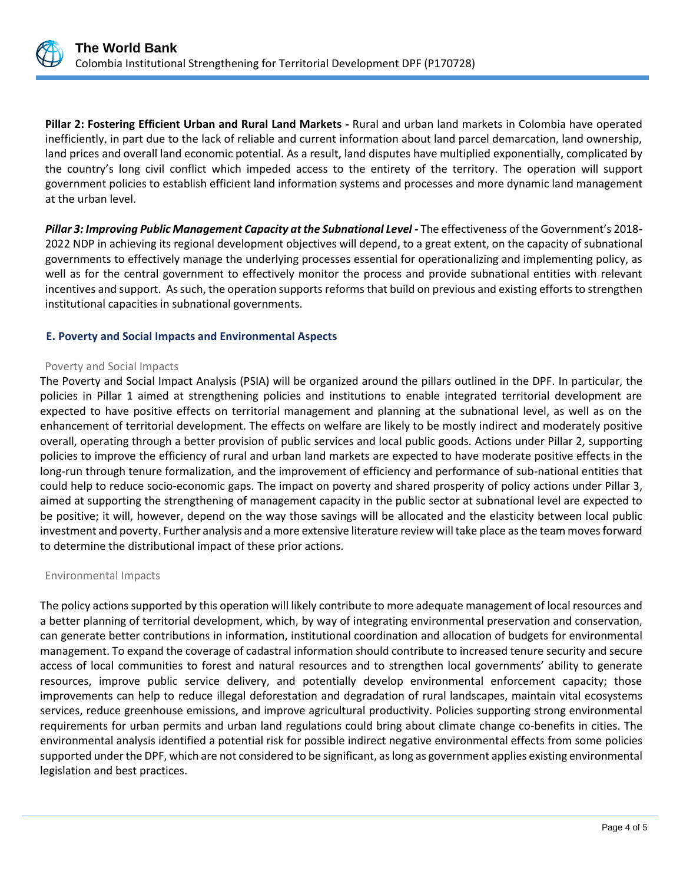**Pillar 2: Fostering Efficient Urban and Rural Land Markets -** Rural and urban land markets in Colombia have operated inefficiently, in part due to the lack of reliable and current information about land parcel demarcation, land ownership, land prices and overall land economic potential. As a result, land disputes have multiplied exponentially, complicated by the country's long civil conflict which impeded access to the entirety of the territory. The operation will support government policies to establish efficient land information systems and processes and more dynamic land management at the urban level.

***Pillar 3: Improving Public Management Capacity at the Subnational Level -*** The effectiveness of the Government's 2018-2022 NDP in achieving its regional development objectives will depend, to a great extent, on the capacity of subnational governments to effectively manage the underlying processes essential for operationalizing and implementing policy, as well as for the central government to effectively monitor the process and provide subnational entities with relevant incentives and support. As such, the operation supports reforms that build on previous and existing efforts to strengthen institutional capacities in subnational governments.

## E. Poverty and Social Impacts and Environmental Aspects

### Poverty and Social Impacts

The Poverty and Social Impact Analysis (PSIA) will be organized around the pillars outlined in the DPF. In particular, the policies in Pillar 1 aimed at strengthening policies and institutions to enable integrated territorial development are expected to have positive effects on territorial management and planning at the subnational level, as well as on the enhancement of territorial development. The effects on welfare are likely to be mostly indirect and moderately positive overall, operating through a better provision of public services and local public goods. Actions under Pillar 2, supporting policies to improve the efficiency of rural and urban land markets are expected to have moderate positive effects in the long-run through tenure formalization, and the improvement of efficiency and performance of sub-national entities that could help to reduce socio-economic gaps. The impact on poverty and shared prosperity of policy actions under Pillar 3, aimed at supporting the strengthening of management capacity in the public sector at subnational level are expected to be positive; it will, however, depend on the way those savings will be allocated and the elasticity between local public investment and poverty. Further analysis and a more extensive literature review will take place as the team moves forward to determine the distributional impact of these prior actions.

### Environmental Impacts

The policy actions supported by this operation will likely contribute to more adequate management of local resources and a better planning of territorial development, which, by way of integrating environmental preservation and conservation, can generate better contributions in information, institutional coordination and allocation of budgets for environmental management. To expand the coverage of cadastral information should contribute to increased tenure security and secure access of local communities to forest and natural resources and to strengthen local governments' ability to generate resources, improve public service delivery, and potentially develop environmental enforcement capacity; those improvements can help to reduce illegal deforestation and degradation of rural landscapes, maintain vital ecosystems services, reduce greenhouse emissions, and improve agricultural productivity. Policies supporting strong environmental requirements for urban permits and urban land regulations could bring about climate change co-benefits in cities. The environmental analysis identified a potential risk for possible indirect negative environmental effects from some policies supported under the DPF, which are not considered to be significant, as long as government applies existing environmental legislation and best practices.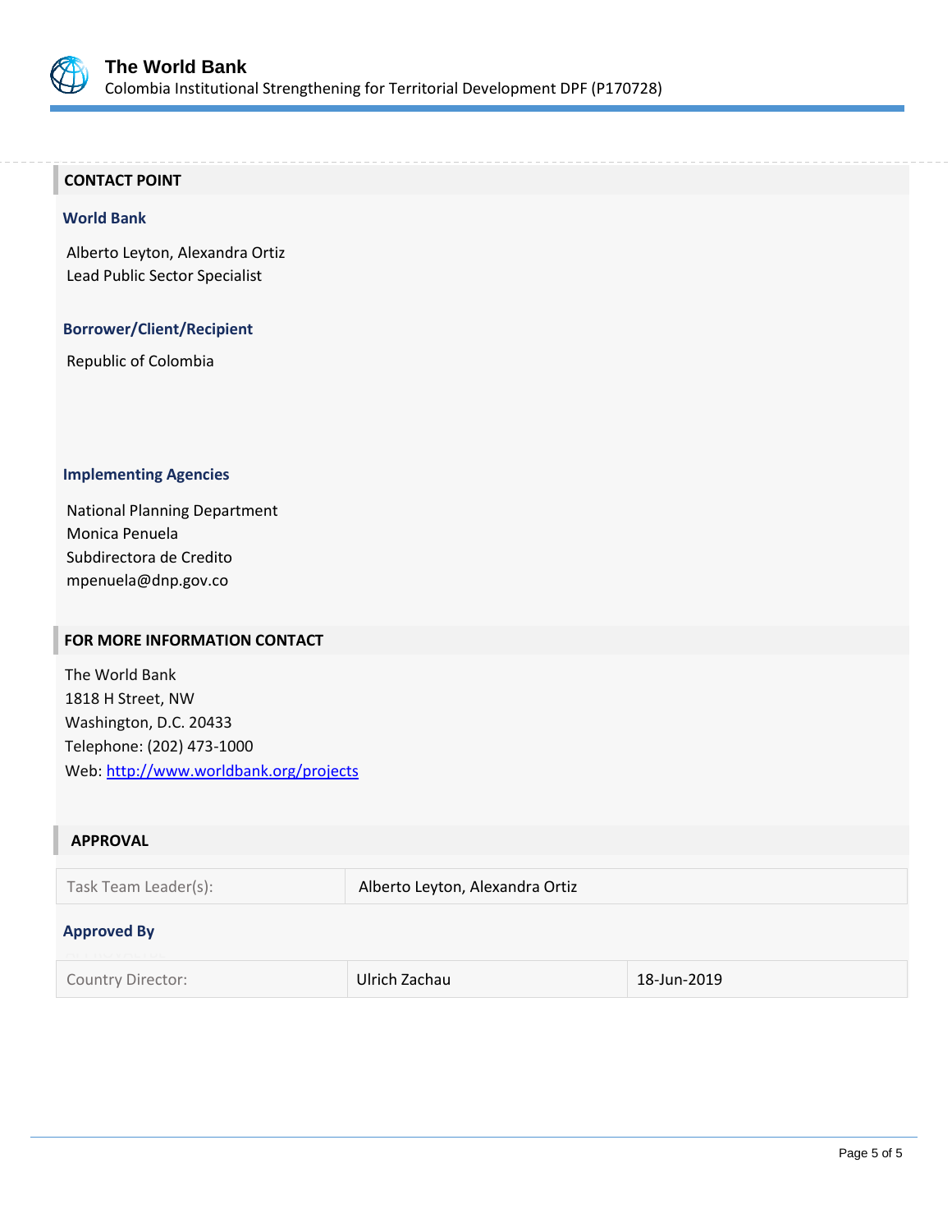## CONTACT POINT

### World Bank

Alberto Leyton, Alexandra Ortiz
Lead Public Sector Specialist

### Borrower/Client/Recipient

Republic of Colombia

### Implementing Agencies

National Planning Department
Monica Penuela
Subdirectora de Credito
mpenuela@dnp.gov.co

## FOR MORE INFORMATION CONTACT

The World Bank
1818 H Street, NW
Washington, D.C. 20433
Telephone: (202) 473-1000
Web: http://www.worldbank.org/projects

## APPROVAL

| | |
|---|---|
| Task Team Leader(s): | Alberto Leyton, Alexandra Ortiz |

### Approved By

| | | |
|---|---|---|
| Country Director: | Ulrich Zachau | 18-Jun-2019 |